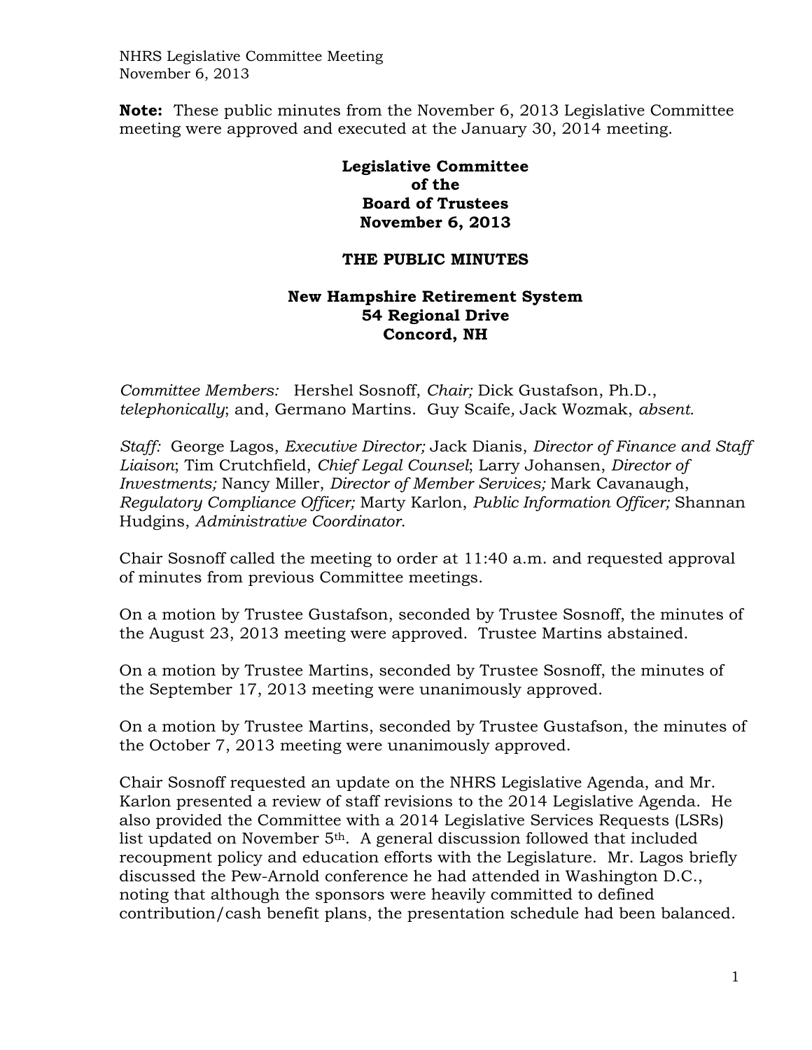**Note:** These public minutes from the November 6, 2013 Legislative Committee meeting were approved and executed at the January 30, 2014 meeting.

# Legislative Committee of the Board of Trustees November 6, 2013

## THE PUBLIC MINUTES

### New Hampshire Retirement System 54 Regional Drive Concord, NH

*Committee Members:* Hershel Sosnoff, *Chair;* Dick Gustafson, Ph.D., *telephonically*; and, Germano Martins. Guy Scaife*,* Jack Wozmak, *absent.*

*Staff:* George Lagos, *Executive Director;* Jack Dianis, *Director of Finance and Staff Liaison*; Tim Crutchfield, *Chief Legal Counsel*; Larry Johansen, *Director of Investments;* Nancy Miller, *Director of Member Services;* Mark Cavanaugh, *Regulatory Compliance Officer;* Marty Karlon, *Public Information Officer;* Shannan Hudgins, *Administrative Coordinator*.

Chair Sosnoff called the meeting to order at 11:40 a.m. and requested approval of minutes from previous Committee meetings.

On a motion by Trustee Gustafson, seconded by Trustee Sosnoff, the minutes of the August 23, 2013 meeting were approved. Trustee Martins abstained.

On a motion by Trustee Martins, seconded by Trustee Sosnoff, the minutes of the September 17, 2013 meeting were unanimously approved.

On a motion by Trustee Martins, seconded by Trustee Gustafson, the minutes of the October 7, 2013 meeting were unanimously approved.

Chair Sosnoff requested an update on the NHRS Legislative Agenda, and Mr. Karlon presented a review of staff revisions to the 2014 Legislative Agenda. He also provided the Committee with a 2014 Legislative Services Requests (LSRs) list updated on November 5th. A general discussion followed that included recoupment policy and education efforts with the Legislature. Mr. Lagos briefly discussed the Pew-Arnold conference he had attended in Washington D.C., noting that although the sponsors were heavily committed to defined contribution/cash benefit plans, the presentation schedule had been balanced.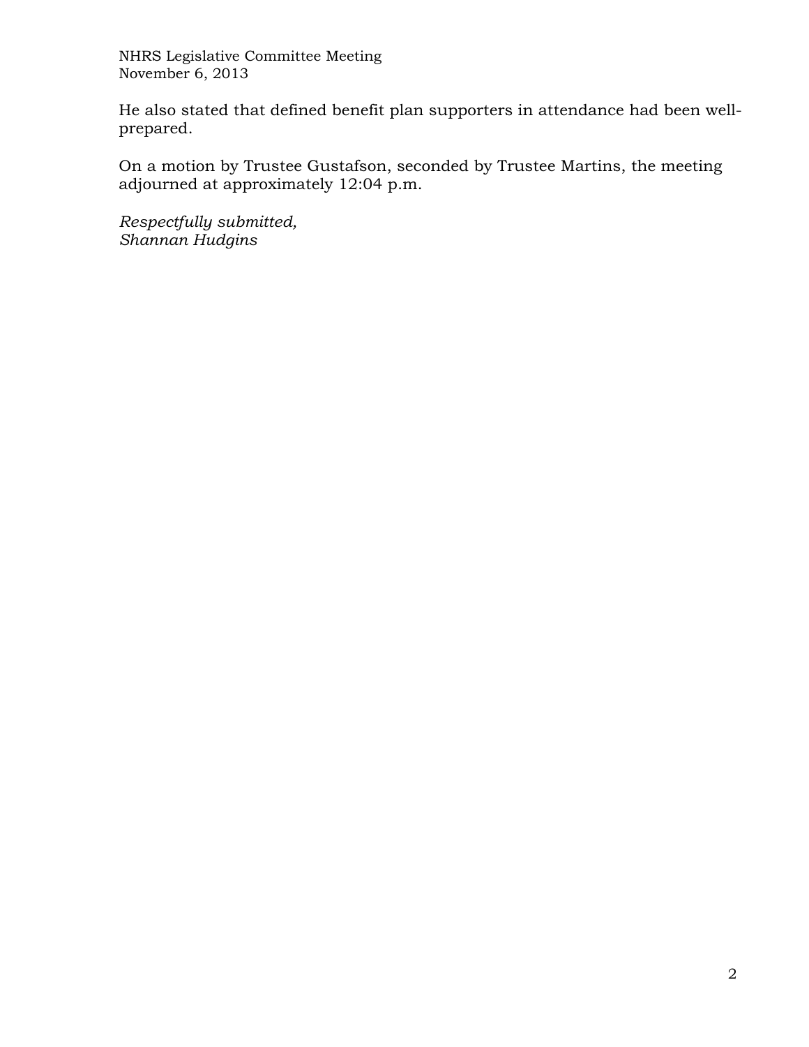He also stated that defined benefit plan supporters in attendance had been well-prepared.

On a motion by Trustee Gustafson, seconded by Trustee Martins, the meeting adjourned at approximately 12:04 p.m.

*Respectfully submitted,*
*Shannan Hudgins*